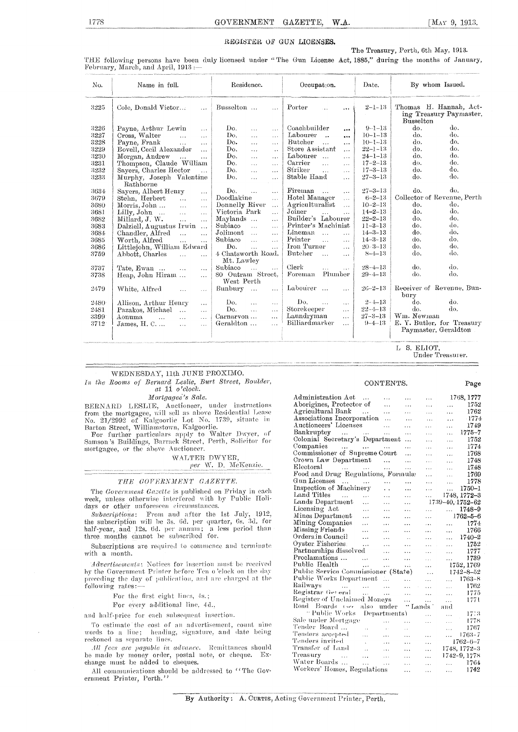## REGISTER OF GUN LICENSES.

The Treasury, Perth, 6th May, 1913.

THE following persons have been duly licensed under "The Gun License Act, 1885," during the months of January, February, March, and April, 1913:—

| No. | Name in full. | Residence. | Occupation. | Date. | By whom Issued. |
|---|---|---|---|---|---|
| 3225 | Cole, Donald Victor... | Busselton ... | Porter | 2-1-13 | Thomas H. Hannah, Acting Treasury Paymaster, Busselton |
| 3226 | Payne, Arthur Lewin | Do. | Coachbuilder | 9-1-13 | do. do. |
| 3227 | Cross, Walter | Do. | Labourer | 10-1-13 | do. do. |
| 3228 | Payne, Frank | Do. | Butcher | 10-1-13 | do. do. |
| 3229 | Bovell, Cecil Alexander | Do. | Store Assistant | 22-1-13 | do. do. |
| 3230 | Morgan, Andrew | Do. | Labourer | 24-1-13 | do. do. |
| 3231 | Thompson, Claude William | Do. | Carrier | 17-2-13 | do. do. |
| 3232 | Sayers, Charles Hector | Do. | Striker | 17-3-13 | do. do. |
| 3233 | Murphy, Joseph Valentine Rathborne | Do. | Stable Hand | 27-3-13 | do. do. |
| 3634 | Sayers, Albert Henry | Do. | Fireman | 27-3-13 | do. do. |
| 3679 | Stehn, Herbert | Doodlakine | Hotel Manager | 6-2-13 | Collector of Revenue, Perth |
| 3680 | Morris, John ... | Donnelly River | Agriculturalist | 10-2-13 | do. do. |
| 3681 | Lilly, John ... | Victoria Park | Joiner | 14-2-13 | do. do. |
| 3682 | Millard, J. W. | Maylands ... | Builder's Labourer | 22-2-13 | do. do. |
| 3683 | Dalziell, Augustus Irwin ... | Subiaco | Printer's Machinist | 11-3-13 | do. do. |
| 3684 | Chandler, Alfred | Jolimont | Lineman | 14-3-13 | do. do. |
| 3685 | Worth, Alfred | Subiaco | Printer | 14-3-13 | do. do. |
| 3686 | Littlejohn, William Edward | Do. | Iron Turner | 20-3-13 | do. do. |
| 3759 | Abbott, Charles | 4 Chatsworth Road, Mt. Lawley | Butcher | 8-4-13 | do. do. |
| 3737 | Tate, Ewan ... | Subiaco | Clerk | 28-4-13 | do. do. |
| 3738 | Heap, John Hiram ... | 80 Outram Street, West Perth | Foreman Plumber | 29-4-13 | do. do. |
| 2479 | White, Alfred | Bunbury ... | Labourer ... | 26-2-13 | Receiver of Revenue, Bunbury |
| 2480 | Allison, Arthur Henry | Do. | Do. | 2-4-13 | do. do. |
| 2481 | Pazakos, Michael | Do. | Storekeeper | 22-4-13 | do. do. |
| 3399 | Aonuma | Carnarvon ... | Laundryman | 27-3-13 | Wm. Newman |
| 3712 | James, H. C. ... | Geraldton ... | Billiardmarker | 9-4-13 | E. Y. Butler, for Treasury Paymaster, Geraldton |

L S. ELIOT,
Under Treasurer.

---

WEDNESDAY, 11th JUNE PROXIMO.

*In the Rooms of Bernard Leslie, Burt Street, Boulder, at 11 o'clock.*

*Mortgagee's Sale.*

BERNARD LESLIE, Auctioneer, under instructions from the mortgagee, will sell as above Residential Lease No. 21/2992 of Kalgoorlie Lot No. 1739, situate in Barton Street, Williamstown, Kalgoorlie.

For further particulars apply to Walter Dwyer, of Samson's Buildings, Barrack Street, Perth, Solicitor for mortgagee, or the above Auctioneer.

WALTER DWYER,
*per* W. D. McKenzie.

---

### *THE GOVERNMENT GAZETTE.*

The *Government Gazette* is published on Friday in each week, unless otherwise interfered with by Public Holidays or other unforeseen circumstances.

*Subscriptions*: From and after the 1st July, 1912, the subscription will be 3s. 6d. per quarter, 6s. 3d. for half-year, and 12s. 6d. per annum; a less period than three months cannot be subscribed for.

Subscriptions are required to commence and terminate with a month.

*Advertisements*: Notices for insertion must be received by the Government Printer before Ten o'clock on the day preceding the day of publication, and are charged at the following rates:—

For the first eight lines, 4s.;

For every additional line, 4d.,

and half-price for each subsequent insertion.

To estimate the cost of an advertisement, count nine words to a line; heading, signature, and date being reckoned as separate lines.

*All fees are payable in advance.* Remittances should be made by money order, postal note, or cheque. Exchange must be added to cheques.

All communications should be addressed to "The Government Printer, Perth."

---

### CONTENTS.

| | Page |
|---|---|
| Administration Act | 1768, 1777 |
| Aborigines, Protector of | 1752 |
| Agricultural Bank | 1762 |
| Associations Incorporation | 1774 |
| Auctioneers' Licenses | 1749 |
| Bankruptcy | 1775-7 |
| Colonial Secretary's Department | 1752 |
| Companies | 1774 |
| Commissioner of Supreme Court | 1768 |
| Crown Law Department | 1748 |
| Electoral | 1748 |
| Food and Drug Regulations, Formulæ | 1769 |
| Gun Licenses | 1778 |
| Inspection of Machinery | 1750-1 |
| Land Titles | 1748, 1772-3 |
| Lands Department | 1739-40, 1752-62 |
| Licensing Act | 1748-9 |
| Mines Department | 1762-5-6 |
| Mining Companies | 1774 |
| Missing Friends | 1766 |
| Orders in Council | 1740-2 |
| Oyster Fisheries | 1752 |
| Partnerships dissolved | 1777 |
| Proclamations | 1739 |
| Public Health | 1752, 1769 |
| Public Service Commissioner (State) | 1742-8-52 |
| Public Works Department | 1763-8 |
| Railways | 1762 |
| Registrar General | 1775 |
| Register of Unclaimed Moneys | 1771 |
| Road Boards (see also under "Lands" and "Public Works Departments) | 1773 |
| Sale under Mortgage | 1778 |
| Tender Board | 1767 |
| Tenders accepted | 1763-7 |
| Tenders invited | 1762-6-7 |
| Transfer of Land | 1748, 1772-3 |
| Treasury | 1742-9, 1778 |
| Water Boards | 1764 |
| Workers' Homes, Regulations | 1742 |

By Authority: A. CURTIS, Acting Government Printer, Perth.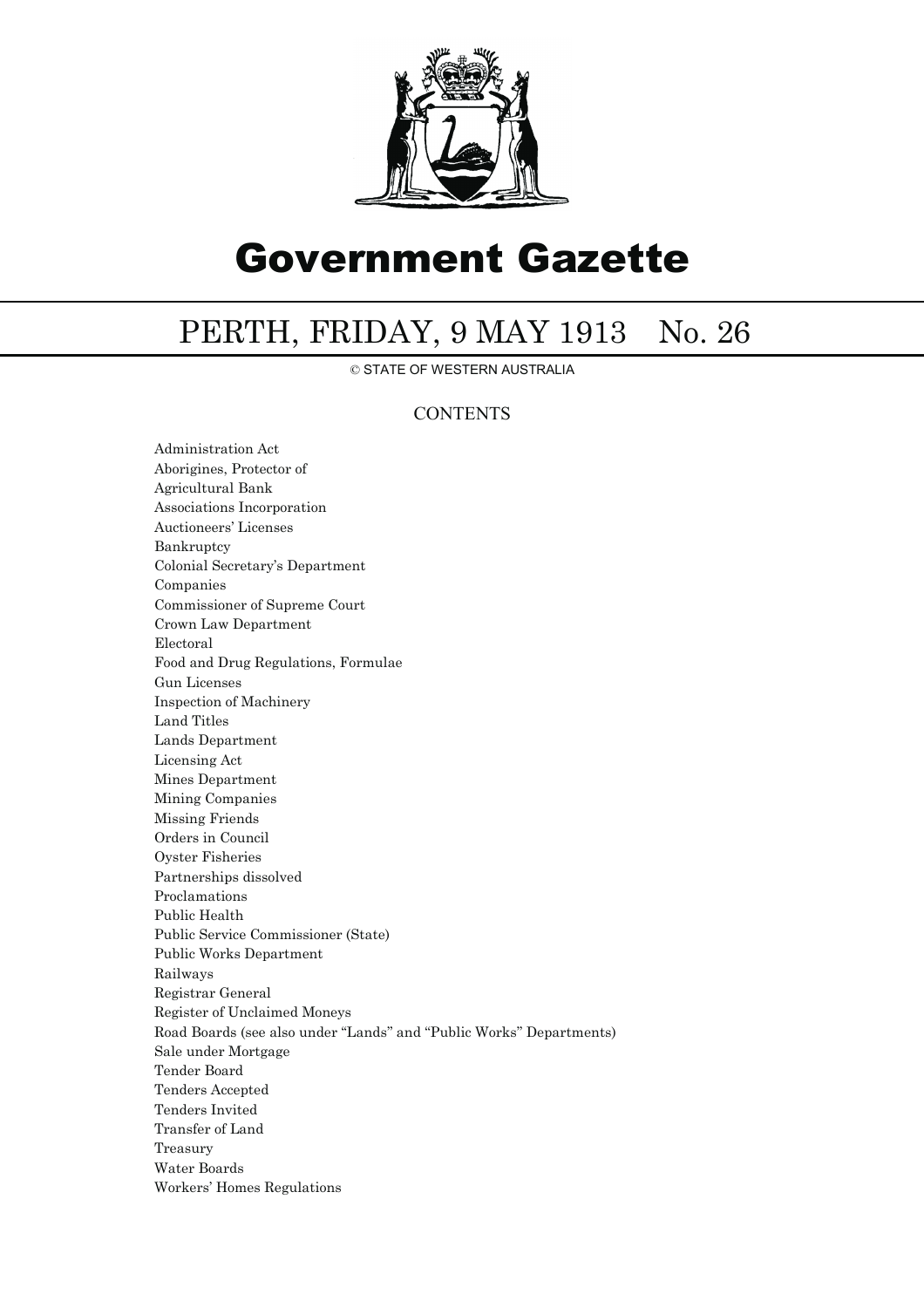# Government Gazette

## PERTH, FRIDAY, 9 MAY 1913 No. 26

© STATE OF WESTERN AUSTRALIA

### CONTENTS

Administration Act
Aborigines, Protector of
Agricultural Bank
Associations Incorporation
Auctioneers' Licenses
Bankruptcy
Colonial Secretary's Department
Companies
Commissioner of Supreme Court
Crown Law Department
Electoral
Food and Drug Regulations, Formulae
Gun Licenses
Inspection of Machinery
Land Titles
Lands Department
Licensing Act
Mines Department
Mining Companies
Missing Friends
Orders in Council
Oyster Fisheries
Partnerships dissolved
Proclamations
Public Health
Public Service Commissioner (State)
Public Works Department
Railways
Registrar General
Register of Unclaimed Moneys
Road Boards (see also under "Lands" and "Public Works" Departments)
Sale under Mortgage
Tender Board
Tenders Accepted
Tenders Invited
Transfer of Land
Treasury
Water Boards
Workers' Homes Regulations